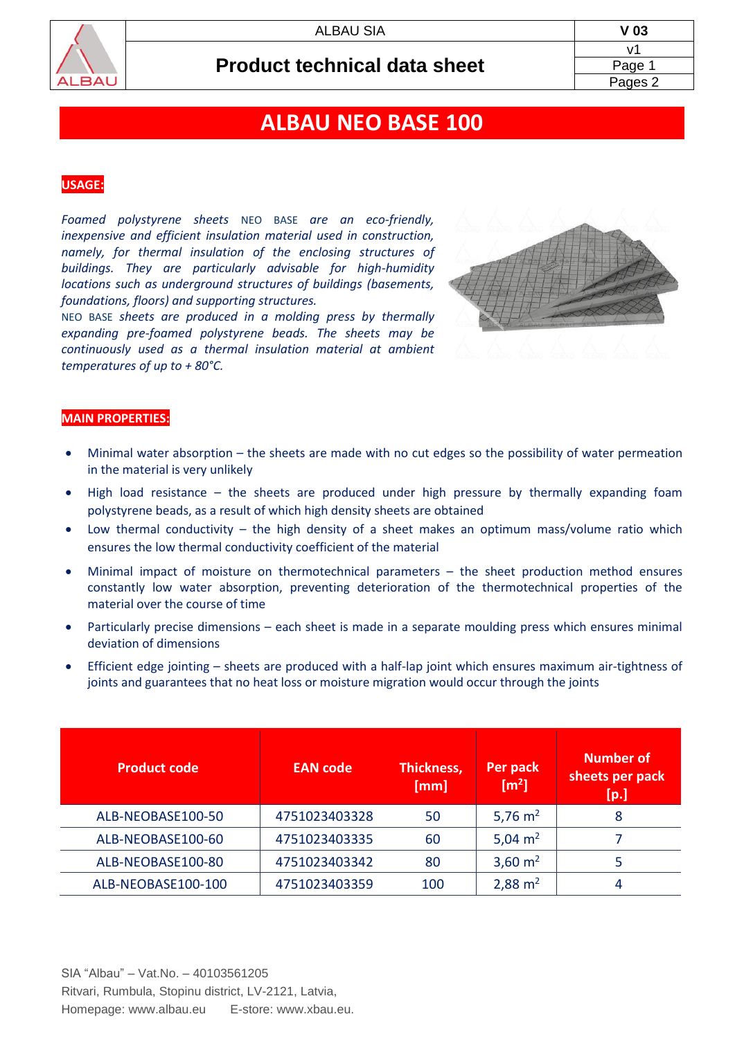# ALBAU NEO BASE 100

## USAGE:

*Foamed polystyrene sheets* NEO BASE *are an eco-friendly, inexpensive and efficient insulation material used in construction, namely, for thermal insulation of the enclosing structures of buildings. They are particularly advisable for high-humidity locations such as underground structures of buildings (basements, foundations, floors) and supporting structures.*
NEO BASE *sheets are produced in a molding press by thermally expanding pre-foamed polystyrene beads. The sheets may be continuously used as a thermal insulation material at ambient temperatures of up to + 80°C.*

## MAIN PROPERTIES:

- Minimal water absorption – the sheets are made with no cut edges so the possibility of water permeation in the material is very unlikely
- High load resistance – the sheets are produced under high pressure by thermally expanding foam polystyrene beads, as a result of which high density sheets are obtained
- Low thermal conductivity – the high density of a sheet makes an optimum mass/volume ratio which ensures the low thermal conductivity coefficient of the material
- Minimal impact of moisture on thermotechnical parameters – the sheet production method ensures constantly low water absorption, preventing deterioration of the thermotechnical properties of the material over the course of time
- Particularly precise dimensions – each sheet is made in a separate moulding press which ensures minimal deviation of dimensions
- Efficient edge jointing – sheets are produced with a half-lap joint which ensures maximum air-tightness of joints and guarantees that no heat loss or moisture migration would occur through the joints

| Product code | EAN code | Thickness, [mm] | Per pack [$m^2$] | Number of sheets per pack [p.] |
|---|---|---|---|---|
| ALB-NEOBASE100-50 | 4751023403328 | 50 | 5,76 $m^2$ | 8 |
| ALB-NEOBASE100-60 | 4751023403335 | 60 | 5,04 $m^2$ | 7 |
| ALB-NEOBASE100-80 | 4751023403342 | 80 | 3,60 $m^2$ | 5 |
| ALB-NEOBASE100-100 | 4751023403359 | 100 | 2,88 $m^2$ | 4 |

SIA "Albau" – Vat.No. – 40103561205
Ritvari, Rumbula, Stopinu district, LV-2121, Latvia,
Homepage: www.albau.eu E-store: www.xbau.eu.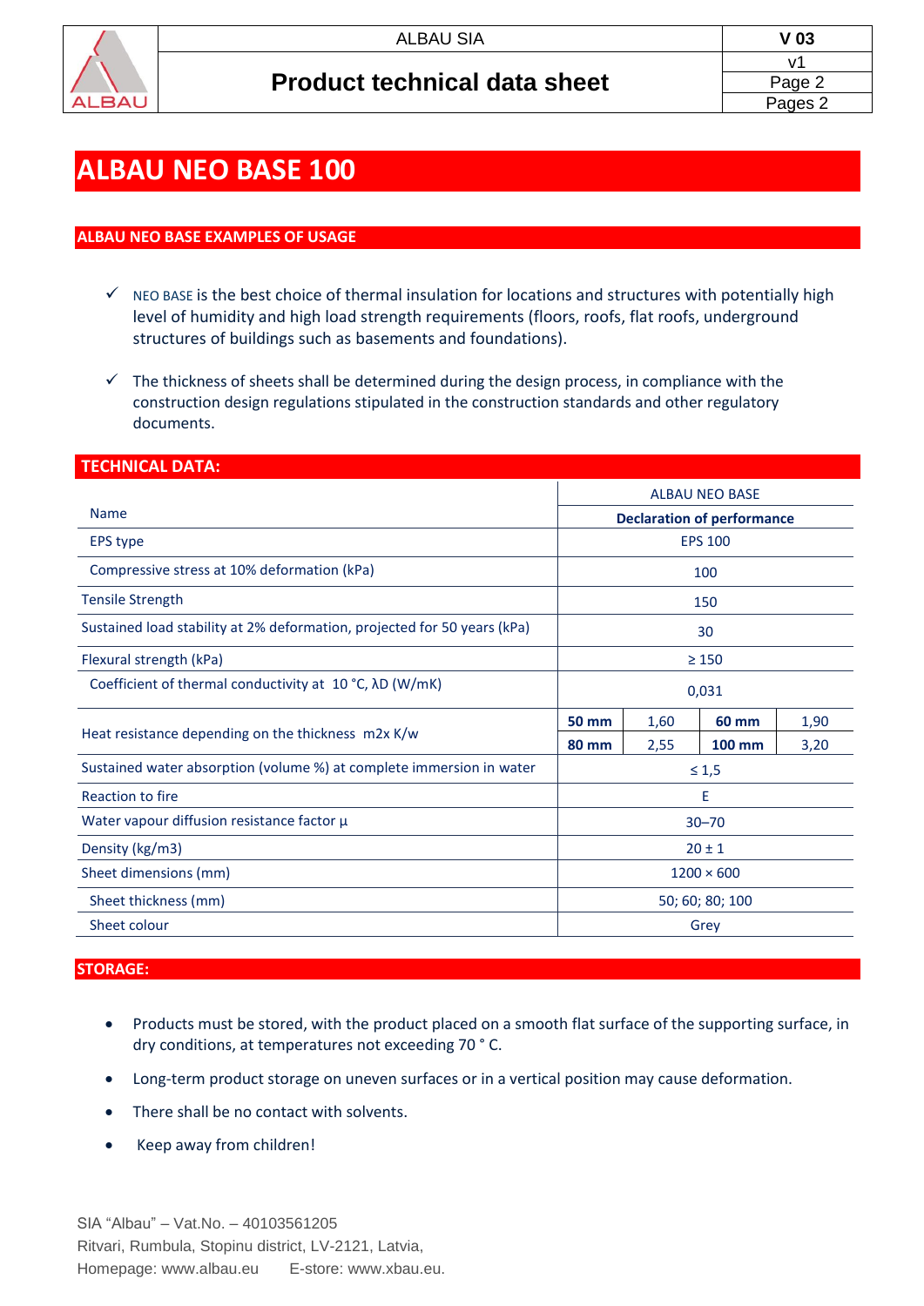# ALBAU NEO BASE 100

## ALBAU NEO BASE EXAMPLES OF USAGE

- ✓ NEO BASE is the best choice of thermal insulation for locations and structures with potentially high level of humidity and high load strength requirements (floors, roofs, flat roofs, underground structures of buildings such as basements and foundations).
- ✓ The thickness of sheets shall be determined during the design process, in compliance with the construction design regulations stipulated in the construction standards and other regulatory documents.

## TECHNICAL DATA:

| Name | ALBAU NEO BASE | | | |
|---|---|---|---|---|
| | **Declaration of performance** | | | |
| EPS type | EPS 100 | | | |
| Compressive stress at 10% deformation (kPa) | 100 | | | |
| Tensile Strength | 150 | | | |
| Sustained load stability at 2% deformation, projected for 50 years (kPa) | 30 | | | |
| Flexural strength (kPa) | ≥ 150 | | | |
| Coefficient of thermal conductivity at 10 °C, λD (W/mK) | 0,031 | | | |
| Heat resistance depending on the thickness m2x K/w | **50 mm** | 1,60 | **60 mm** | 1,90 |
| | **80 mm** | 2,55 | **100 mm** | 3,20 |
| Sustained water absorption (volume %) at complete immersion in water | ≤ 1,5 | | | |
| Reaction to fire | E | | | |
| Water vapour diffusion resistance factor µ | 30–70 | | | |
| Density (kg/m3) | 20 ± 1 | | | |
| Sheet dimensions (mm) | 1200 × 600 | | | |
| Sheet thickness (mm) | 50; 60; 80; 100 | | | |
| Sheet colour | Grey | | | |

## STORAGE:

- Products must be stored, with the product placed on a smooth flat surface of the supporting surface, in dry conditions, at temperatures not exceeding 70 ° C.
- Long-term product storage on uneven surfaces or in a vertical position may cause deformation.
- There shall be no contact with solvents.
- Keep away from children!

SIA "Albau" – Vat.No. – 40103561205
Ritvari, Rumbula, Stopinu district, LV-2121, Latvia,
Homepage: www.albau.eu E-store: www.xbau.eu.